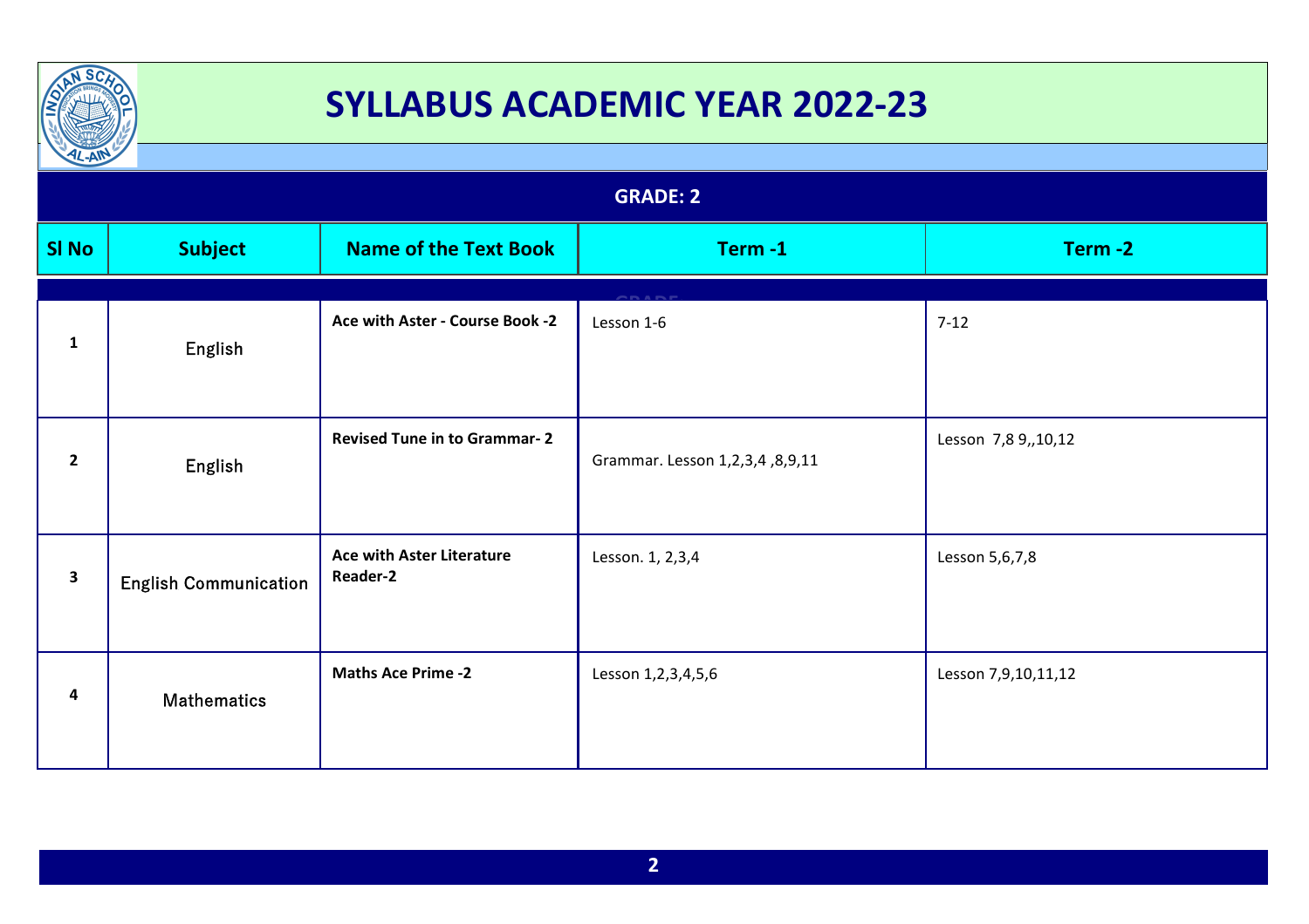# SYLLABUS ACADEMIC YEAR 2022-23

## GRADE: 2

| Sl No | Subject | Name of the Text Book | Term -1 | Term -2 |
|---|---|---|---|---|
| 1 | English | **Ace with Aster - Course Book -2** | Lesson 1-6 | 7-12 |
| 2 | English | **Revised Tune in to Grammar- 2** | Grammar. Lesson 1,2,3,4 ,8,9,11 | Lesson 7,8 9,,10,12 |
| 3 | English Communication | **Ace with Aster Literature Reader-2** | Lesson. 1, 2,3,4 | Lesson 5,6,7,8 |
| 4 | Mathematics | **Maths Ace Prime -2** | Lesson 1,2,3,4,5,6 | Lesson 7,9,10,11,12 |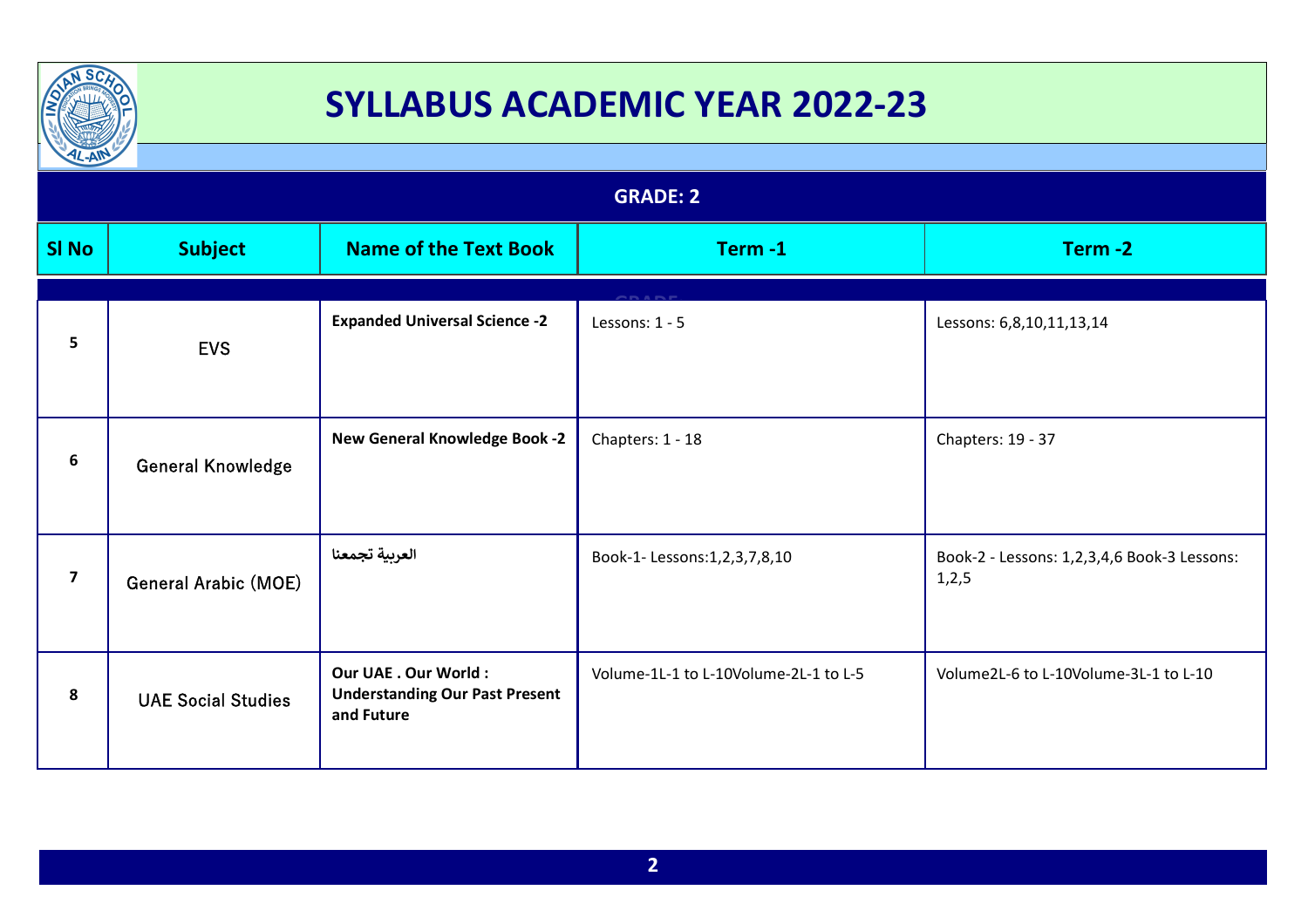# SYLLABUS ACADEMIC YEAR 2022-23

## GRADE: 2

| Sl No | Subject | Name of the Text Book | Term -1 | Term -2 |
|---|---|---|---|---|
| 5 | EVS | **Expanded Universal Science -2** | Lessons: 1 - 5 | Lessons: 6,8,10,11,13,14 |
| 6 | General Knowledge | **New General Knowledge Book -2** | Chapters: 1 - 18 | Chapters: 19 - 37 |
| 7 | General Arabic (MOE) | **العربية تجمعنا** | Book-1- Lessons:1,2,3,7,8,10 | Book-2 - Lessons: 1,2,3,4,6 Book-3 Lessons: 1,2,5 |
| 8 | UAE Social Studies | **Our UAE . Our World : Understanding Our Past Present and Future** | Volume-1L-1 to L-10Volume-2L-1 to L-5 | Volume2L-6 to L-10Volume-3L-1 to L-10 |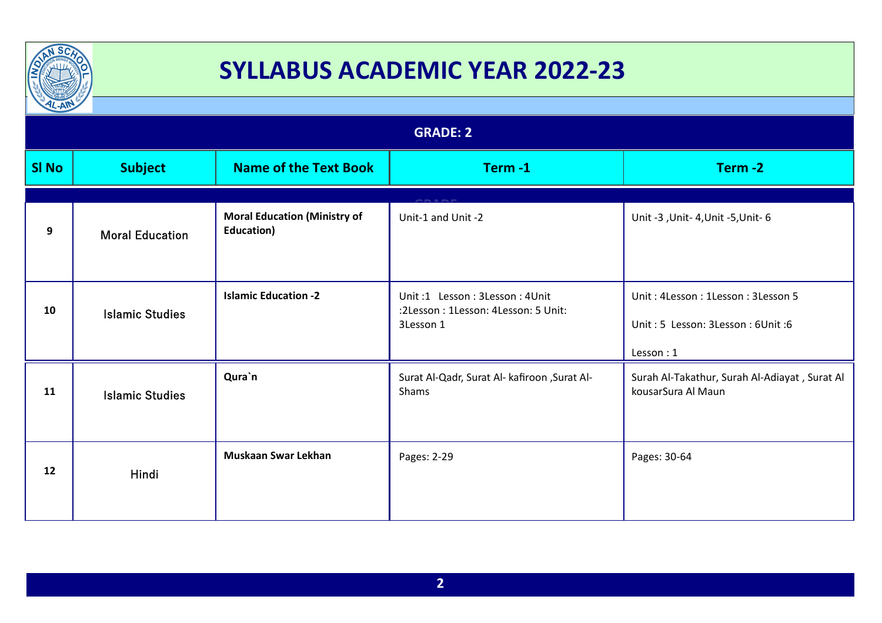# SYLLABUS ACADEMIC YEAR 2022-23

## GRADE: 2

| Sl No | Subject | Name of the Text Book | Term -1 | Term -2 |
|---|---|---|---|---|
| 9 | Moral Education | **Moral Education (Ministry of Education)** | Unit-1 and Unit -2 | Unit -3 ,Unit- 4,Unit -5,Unit- 6 |
| 10 | Islamic Studies | **Islamic Education -2** | Unit :1 Lesson : 3Lesson : 4Unit :2Lesson : 1Lesson: 4Lesson: 5 Unit: 3Lesson 1 | Unit : 4Lesson : 1Lesson : 3Lesson 5<br><br>Unit : 5 Lesson: 3Lesson : 6Unit :6<br><br>Lesson : 1 |
| 11 | Islamic Studies | **Qura`n** | Surat Al-Qadr, Surat Al- kafiroon ,Surat Al-Shams | Surah Al-Takathur, Surah Al-Adiayat , Surat Al kousarSura Al Maun |
| 12 | Hindi | **Muskaan Swar Lekhan** | Pages: 2-29 | Pages: 30-64 |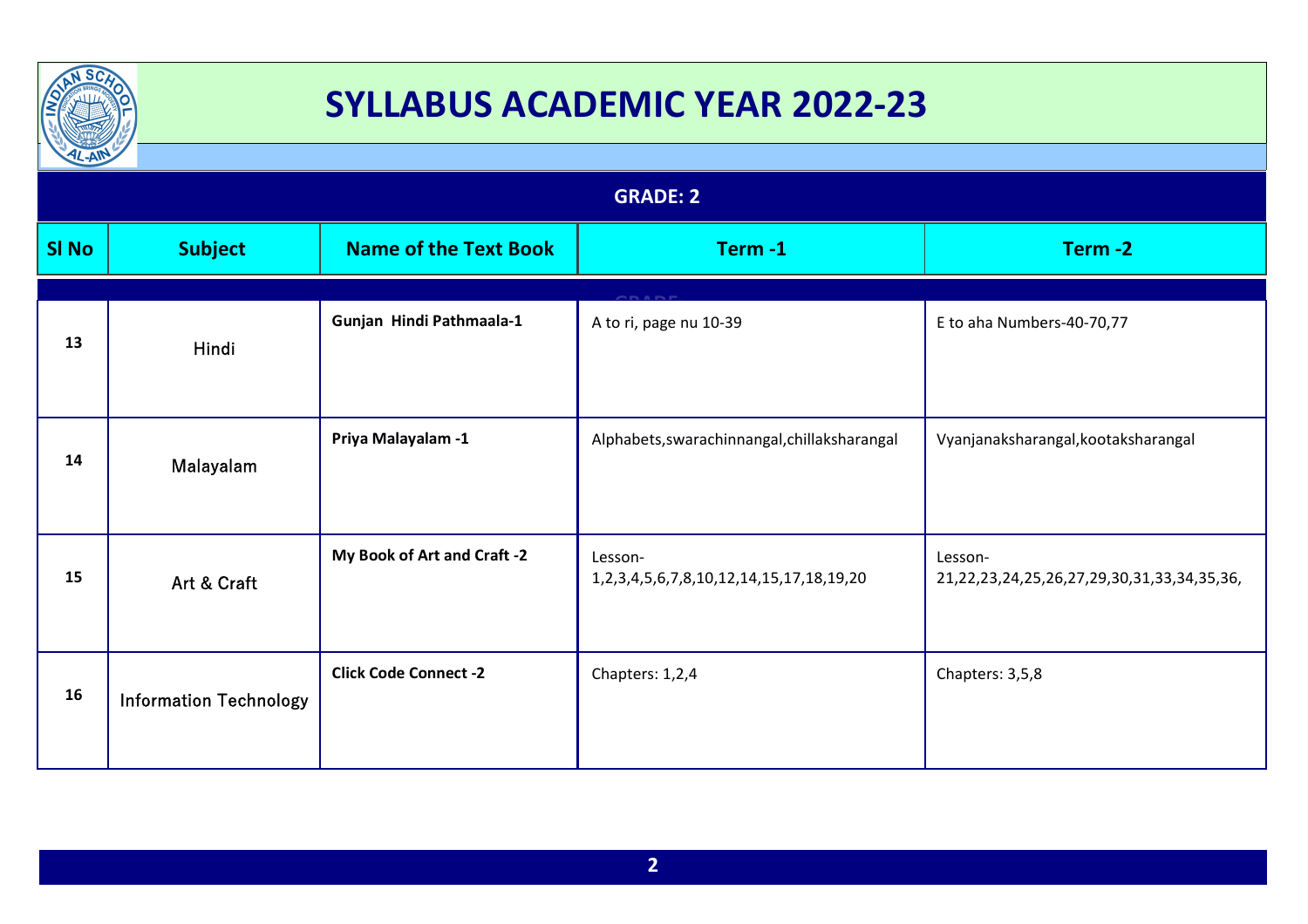# SYLLABUS ACADEMIC YEAR 2022-23

## GRADE: 2

| Sl No | Subject | Name of the Text Book | Term -1 | Term -2 |
|---|---|---|---|---|
| 13 | Hindi | **Gunjan Hindi Pathmaala-1** | A to ri, page nu 10-39 | E to aha Numbers-40-70,77 |
| 14 | Malayalam | **Priya Malayalam -1** | Alphabets,swarachinnangal,chillaksharangal | Vyanjanaksharangal,kootaksharangal |
| 15 | Art & Craft | **My Book of Art and Craft -2** | Lesson-1,2,3,4,5,6,7,8,10,12,14,15,17,18,19,20 | Lesson-21,22,23,24,25,26,27,29,30,31,33,34,35,36, |
| 16 | Information Technology | **Click Code Connect -2** | Chapters: 1,2,4 | Chapters: 3,5,8 |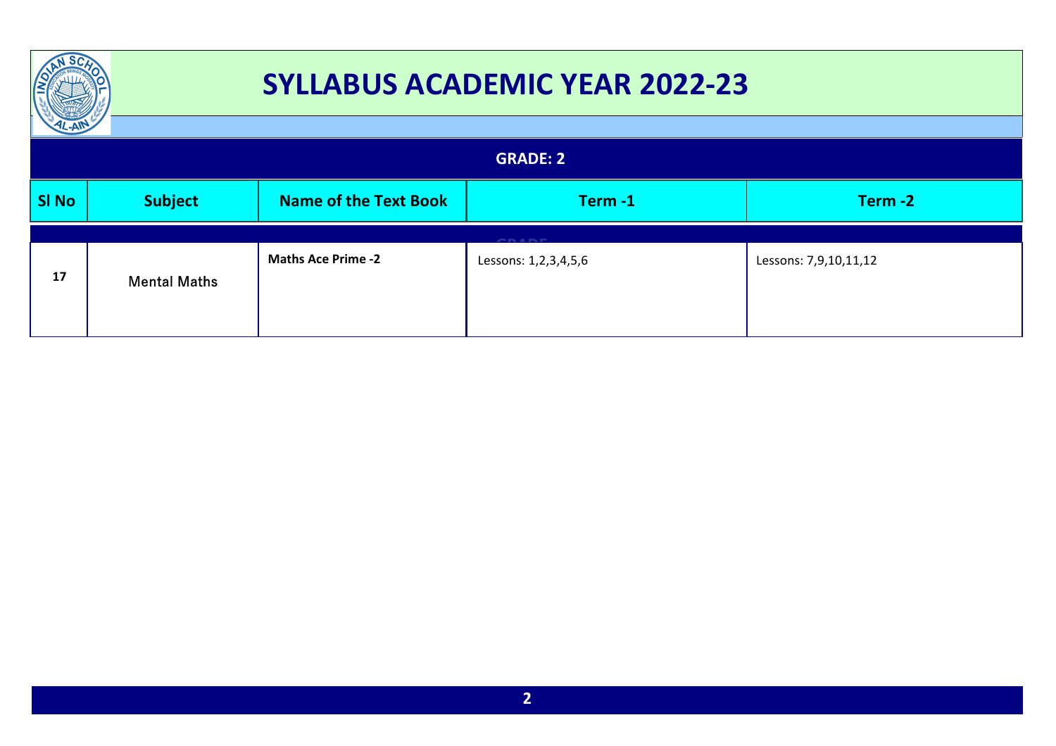# SYLLABUS ACADEMIC YEAR 2022-23

## GRADE: 2

| Sl No | Subject | Name of the Text Book | Term -1 | Term -2 |
|---|---|---|---|---|
| 17 | Mental Maths | **Maths Ace Prime -2** | Lessons: 1,2,3,4,5,6 | Lessons: 7,9,10,11,12 |